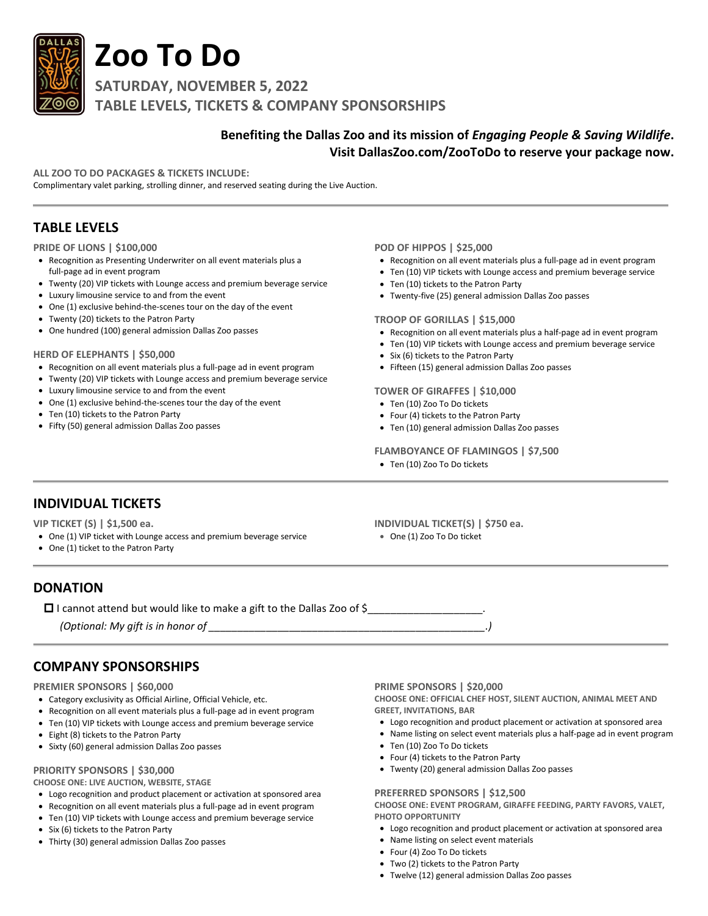# Zoo To Do

## SATURDAY, NOVEMBER 5, 2022

## TABLE LEVELS, TICKETS & COMPANY SPONSORSHIPS

**Benefiting the Dallas Zoo and its mission of *Engaging People & Saving Wildlife*.**
**Visit DallasZoo.com/ZooToDo to reserve your package now.**

**ALL ZOO TO DO PACKAGES & TICKETS INCLUDE:**
Complimentary valet parking, strolling dinner, and reserved seating during the Live Auction.

---

## TABLE LEVELS

**PRIDE OF LIONS | $100,000**

- Recognition as Presenting Underwriter on all event materials plus a full-page ad in event program
- Twenty (20) VIP tickets with Lounge access and premium beverage service
- Luxury limousine service to and from the event
- One (1) exclusive behind-the-scenes tour on the day of the event
- Twenty (20) tickets to the Patron Party
- One hundred (100) general admission Dallas Zoo passes

**HERD OF ELEPHANTS | $50,000**

- Recognition on all event materials plus a full-page ad in event program
- Twenty (20) VIP tickets with Lounge access and premium beverage service
- Luxury limousine service to and from the event
- One (1) exclusive behind-the-scenes tour the day of the event
- Ten (10) tickets to the Patron Party
- Fifty (50) general admission Dallas Zoo passes

**POD OF HIPPOS | $25,000**

- Recognition on all event materials plus a full-page ad in event program
- Ten (10) VIP tickets with Lounge access and premium beverage service
- Ten (10) tickets to the Patron Party
- Twenty-five (25) general admission Dallas Zoo passes

**TROOP OF GORILLAS | $15,000**

- Recognition on all event materials plus a half-page ad in event program
- Ten (10) VIP tickets with Lounge access and premium beverage service
- Six (6) tickets to the Patron Party
- Fifteen (15) general admission Dallas Zoo passes

**TOWER OF GIRAFFES | $10,000**

- Ten (10) Zoo To Do tickets
- Four (4) tickets to the Patron Party
- Ten (10) general admission Dallas Zoo passes

**FLAMBOYANCE OF FLAMINGOS | $7,500**

- Ten (10) Zoo To Do tickets

---

## INDIVIDUAL TICKETS

**VIP TICKET (S) | $1,500 ea.**

- One (1) VIP ticket with Lounge access and premium beverage service
- One (1) ticket to the Patron Party

**INDIVIDUAL TICKET(S) | $750 ea.**

- One (1) Zoo To Do ticket

---

## DONATION

☐ I cannot attend but would like to make a gift to the Dallas Zoo of $___________________.

*(Optional: My gift is in honor of ________________________________________________.)*

---

## COMPANY SPONSORSHIPS

**PREMIER SPONSORS | $60,000**

- Category exclusivity as Official Airline, Official Vehicle, etc.
- Recognition on all event materials plus a full-page ad in event program
- Ten (10) VIP tickets with Lounge access and premium beverage service
- Eight (8) tickets to the Patron Party
- Sixty (60) general admission Dallas Zoo passes

**PRIORITY SPONSORS | $30,000**

**CHOOSE ONE: LIVE AUCTION, WEBSITE, STAGE**

- Logo recognition and product placement or activation at sponsored area
- Recognition on all event materials plus a full-page ad in event program
- Ten (10) VIP tickets with Lounge access and premium beverage service
- Six (6) tickets to the Patron Party
- Thirty (30) general admission Dallas Zoo passes

**PRIME SPONSORS | $20,000**

**CHOOSE ONE: OFFICIAL CHEF HOST, SILENT AUCTION, ANIMAL MEET AND GREET, INVITATIONS, BAR**

- Logo recognition and product placement or activation at sponsored area
- Name listing on select event materials plus a half-page ad in event program
- Ten (10) Zoo To Do tickets
- Four (4) tickets to the Patron Party
- Twenty (20) general admission Dallas Zoo passes

**PREFERRED SPONSORS | $12,500**

**CHOOSE ONE: EVENT PROGRAM, GIRAFFE FEEDING, PARTY FAVORS, VALET, PHOTO OPPORTUNITY**

- Logo recognition and product placement or activation at sponsored area
- Name listing on select event materials
- Four (4) Zoo To Do tickets
- Two (2) tickets to the Patron Party
- Twelve (12) general admission Dallas Zoo passes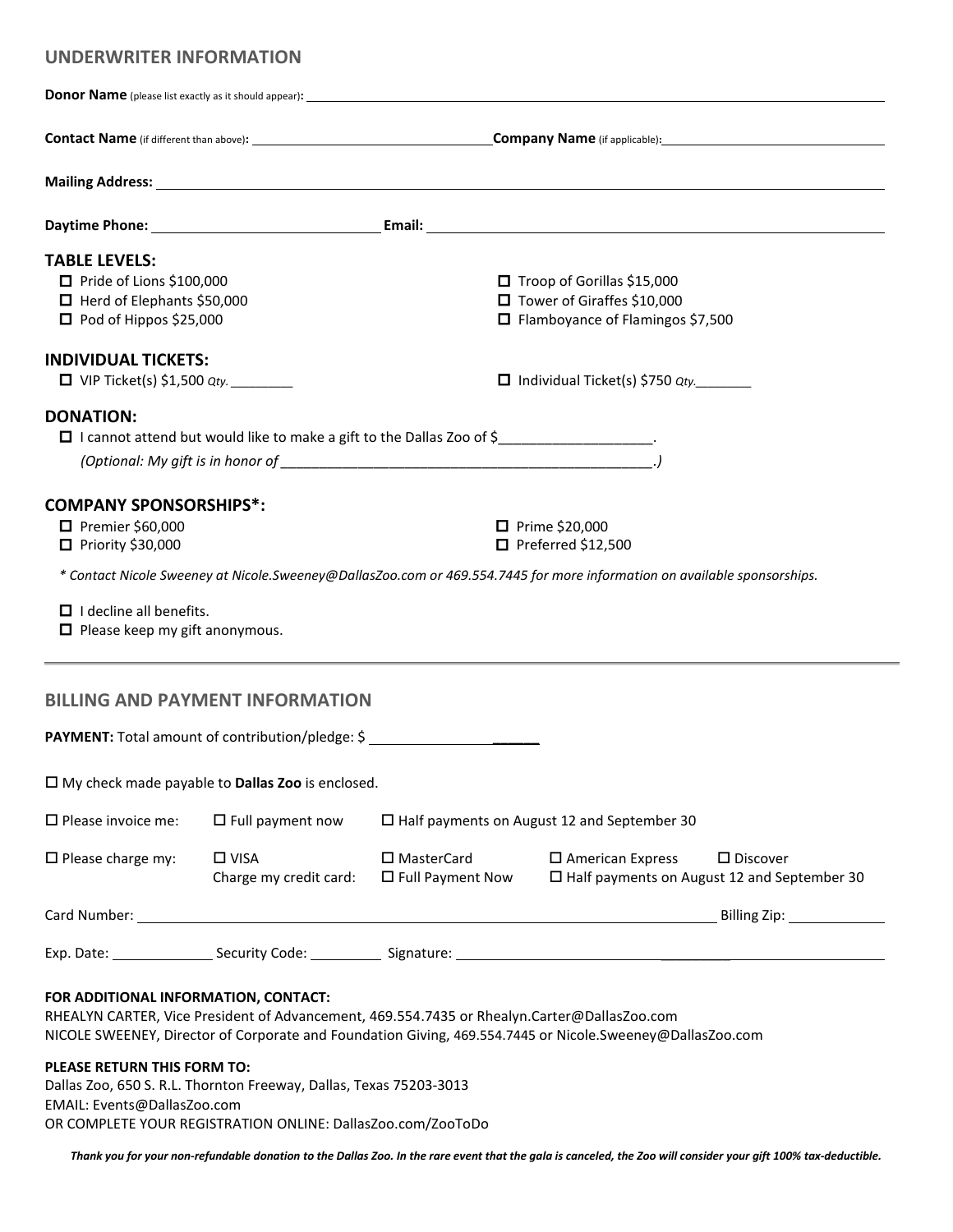## UNDERWRITER INFORMATION

**Donor Name** (please list exactly as it should appear)**:** \_\_\_\_\_\_\_\_\_\_\_\_\_\_\_\_\_\_\_\_\_\_\_\_\_\_\_\_\_\_\_\_\_\_\_\_\_\_\_\_

**Contact Name** (if different than above)**:** \_\_\_\_\_\_\_\_\_\_\_\_\_\_\_\_\_\_\_\_ **Company Name** (if applicable)**:** \_\_\_\_\_\_\_\_\_\_\_\_\_\_\_\_\_\_\_\_

**Mailing Address:** \_\_\_\_\_\_\_\_\_\_\_\_\_\_\_\_\_\_\_\_\_\_\_\_\_\_\_\_\_\_\_\_\_\_\_\_\_\_\_\_

**Daytime Phone:** \_\_\_\_\_\_\_\_\_\_\_\_\_\_\_\_\_\_\_\_ **Email:** \_\_\_\_\_\_\_\_\_\_\_\_\_\_\_\_\_\_\_\_

### TABLE LEVELS:

- ☐ Pride of Lions $100,000
- ☐ Herd of Elephants $50,000
- ☐ Pod of Hippos $25,000
- ☐ Troop of Gorillas $15,000
- ☐ Tower of Giraffes $10,000
- ☐ Flamboyance of Flamingos $7,500

### INDIVIDUAL TICKETS:

- ☐ VIP Ticket(s) $1,500 *Qty.* \_\_\_\_\_\_\_\_
- ☐ Individual Ticket(s) $750 *Qty.* \_\_\_\_\_\_\_\_

### DONATION:

- ☐ I cannot attend but would like to make a gift to the Dallas Zoo of $\_\_\_\_\_\_\_\_\_\_\_\_\_\_\_\_\_\_\_\_.

  *(Optional: My gift is in honor of \_\_\_\_\_\_\_\_\_\_\_\_\_\_\_\_\_\_\_\_\_\_\_\_\_\_\_\_\_\_\_\_\_\_\_\_\_\_\_\_\_\_\_\_\_\_\_\_\_\_.)*

### COMPANY SPONSORSHIPS*:

- ☐ Premier $60,000
- ☐ Priority $30,000
- ☐ Prime $20,000
- ☐ Preferred $12,500

*\* Contact Nicole Sweeney at Nicole.Sweeney@DallasZoo.com or 469.554.7445 for more information on available sponsorships.*

- ☐ I decline all benefits.
- ☐ Please keep my gift anonymous.

---

## BILLING AND PAYMENT INFORMATION

**PAYMENT:** Total amount of contribution/pledge: $ \_\_\_\_\_\_\_\_\_\_\_\_\_\_\_\_\_\_\_\_

☐ My check made payable to **Dallas Zoo** is enclosed.

☐ Please invoice me: ☐ Full payment now ☐ Half payments on August 12 and September 30

☐ Please charge my: ☐ VISA ☐ MasterCard ☐ American Express ☐ Discover

Charge my credit card: ☐ Full Payment Now ☐ Half payments on August 12 and September 30

Card Number: \_\_\_\_\_\_\_\_\_\_\_\_\_\_\_\_\_\_\_\_\_\_\_\_\_\_\_\_\_\_\_\_\_\_\_\_\_\_\_\_ Billing Zip: \_\_\_\_\_\_\_\_\_\_\_\_

Exp. Date: \_\_\_\_\_\_\_\_\_\_\_\_ Security Code: \_\_\_\_\_\_\_\_\_\_ Signature: \_\_\_\_\_\_\_\_\_\_\_\_\_\_\_\_\_\_\_\_\_\_\_\_\_\_\_\_\_\_

**FOR ADDITIONAL INFORMATION, CONTACT:**
RHEALYN CARTER, Vice President of Advancement, 469.554.7435 or Rhealyn.Carter@DallasZoo.com
NICOLE SWEENEY, Director of Corporate and Foundation Giving, 469.554.7445 or Nicole.Sweeney@DallasZoo.com

**PLEASE RETURN THIS FORM TO:**
Dallas Zoo, 650 S. R.L. Thornton Freeway, Dallas, Texas 75203-3013
EMAIL: Events@DallasZoo.com
OR COMPLETE YOUR REGISTRATION ONLINE: DallasZoo.com/ZooToDo

***Thank you for your non-refundable donation to the Dallas Zoo. In the rare event that the gala is canceled, the Zoo will consider your gift 100% tax-deductible.***